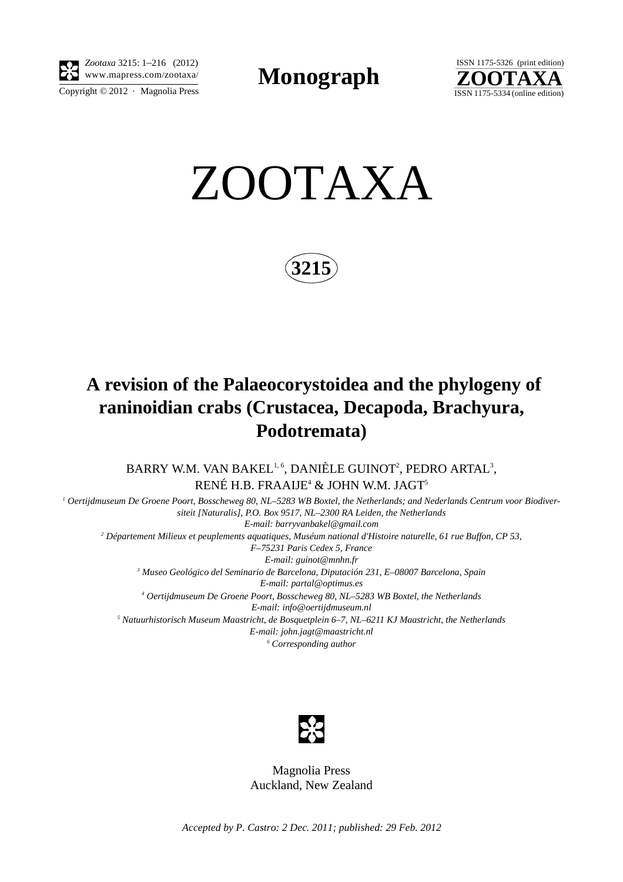**Monograph**

# ZOOTAXA

**3215**

## A revision of the Palaeocorystoidea and the phylogeny of raninoidian crabs (Crustacea, Decapoda, Brachyura, Podotremata)

BARRY W.M. VAN BAKEL[1,6], DANIÈLE GUINOT[2], PEDRO ARTAL[3], RENÉ H.B. FRAAIJE[4] & JOHN W.M. JAGT[5]

*[1] Oertijdmuseum De Groene Poort, Bosscheweg 80, NL–5283 WB Boxtel, the Netherlands; and Nederlands Centrum voor Biodiversiteit [Naturalis], P.O. Box 9517, NL–2300 RA Leiden, the Netherlands*
*E-mail: barryvanbakel@gmail.com*
*[2] Département Milieux et peuplements aquatiques, Muséum national d'Histoire naturelle, 61 rue Buffon, CP 53, F–75231 Paris Cedex 5, France*
*E-mail: guinot@mnhn.fr*
*[3] Museo Geológico del Seminario de Barcelona, Diputación 231, E–08007 Barcelona, Spain*
*E-mail: partal@optimus.es*
*[4] Oertijdmuseum De Groene Poort, Bosscheweg 80, NL–5283 WB Boxtel, the Netherlands*
*E-mail: info@oertijdmuseum.nl*
*[5] Natuurhistorisch Museum Maastricht, de Bosquetplein 6–7, NL–6211 KJ Maastricht, the Netherlands*
*E-mail: john.jagt@maastricht.nl*
*[6] Corresponding author*

Magnolia Press
Auckland, New Zealand

*Accepted by P. Castro: 2 Dec. 2011; published: 29 Feb. 2012*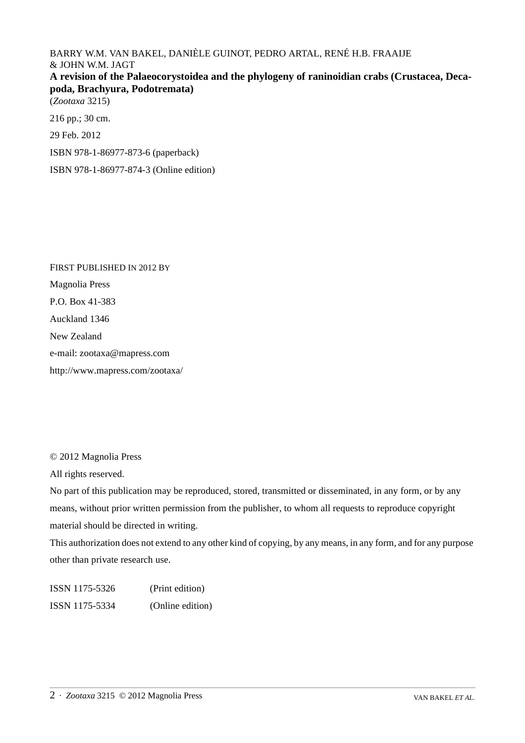BARRY W.M. VAN BAKEL, DANIÈLE GUINOT, PEDRO ARTAL, RENÉ H.B. FRAAIJE & JOHN W.M. JAGT

**A revision of the Palaeocorystoidea and the phylogeny of raninoidian crabs (Crustacea, Decapoda, Brachyura, Podotremata)**

(*Zootaxa* 3215)

216 pp.; 30 cm.

29 Feb. 2012

ISBN 978-1-86977-873-6 (paperback)

ISBN 978-1-86977-874-3 (Online edition)

FIRST PUBLISHED IN 2012 BY

Magnolia Press

P.O. Box 41-383

Auckland 1346

New Zealand

e-mail: zootaxa@mapress.com

http://www.mapress.com/zootaxa/

© 2012 Magnolia Press

All rights reserved.

No part of this publication may be reproduced, stored, transmitted or disseminated, in any form, or by any means, without prior written permission from the publisher, to whom all requests to reproduce copyright material should be directed in writing.

This authorization does not extend to any other kind of copying, by any means, in any form, and for any purpose other than private research use.

ISSN 1175-5326 (Print edition)

ISSN 1175-5334 (Online edition)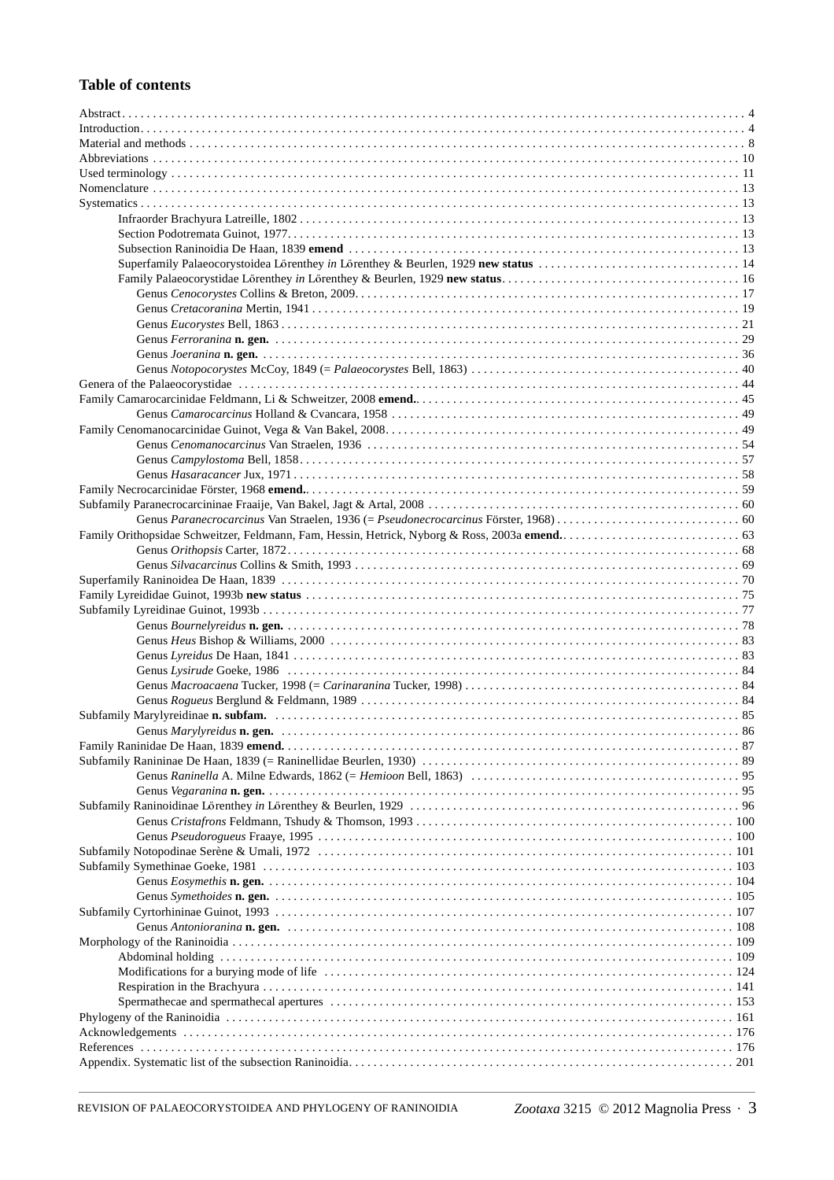## Table of contents

Abstract . . . 4
Introduction . . . 4
Material and methods . . . 8
Abbreviations . . . 10
Used terminology . . . 11
Nomenclature . . . 13
Systematics . . . 13
- Infraorder Brachyura Latreille, 1802 . . . 13
- Section Podotremata Guinot, 1977. . . . 13
- Subsection Raninoidia De Haan, 1839 **emend** . . . 13
- Superfamily Palaeocorystoidea Lőrenthey *in* Lőrenthey & Beurlen, 1929 **new status** . . . 14
- Family Palaeocorystidae Lőrenthey *in* Lőrenthey & Beurlen, 1929 **new status**. . . . 16
  - Genus *Cenocorystes* Collins & Breton, 2009. . . . 17
  - Genus *Cretacoranina* Mertin, 1941 . . . 19
  - Genus *Eucorystes* Bell, 1863 . . . 21
  - Genus *Ferroranina* **n. gen.** . . . 29
  - Genus *Joeranina* **n. gen.** . . . 36
  - Genus *Notopocorystes* McCoy, 1849 (= *Palaeocorystes* Bell, 1863) . . . 40

Genera of the Palaeocorystidae . . . 44
Family Camarocarcinidae Feldmann, Li & Schweitzer, 2008 **emend.**. . . . 45
- Genus *Camarocarcinus* Holland & Cvancara, 1958 . . . 49

Family Cenomanocarcinidae Guinot, Vega & Van Bakel, 2008. . . . 49
- Genus *Cenomanocarcinus* Van Straelen, 1936 . . . 54
- Genus *Campylostoma* Bell, 1858. . . . 57
- Genus *Hasaracancer* Jux, 1971 . . . 58

Family Necrocarcinidae Förster, 1968 **emend.**. . . . 59
Subfamily Paranecrocarcininae Fraaije, Van Bakel, Jagt & Artal, 2008 . . . 60
- Genus *Paranecrocarcinus* Van Straelen, 1936 (= *Pseudonecrocarcinus* Förster, 1968) . . . 60

Family Orithopsidae Schweitzer, Feldmann, Fam, Hessin, Hetrick, Nyborg & Ross, 2003a **emend.**. . . . 63
- Genus *Orithopsis* Carter, 1872. . . . 68
- Genus *Silvacarcinus* Collins & Smith, 1993 . . . 69

Superfamily Raninoidea De Haan, 1839 . . . 70
Family Lyreididae Guinot, 1993b **new status** . . . 75
Subfamily Lyreidinae Guinot, 1993b . . . 77
- Genus *Bournelyreidus* **n. gen.** . . . 78
- Genus *Heus* Bishop & Williams, 2000 . . . 83
- Genus *Lyreidus* De Haan, 1841 . . . 83
- Genus *Lysirude* Goeke, 1986 . . . 84
- Genus *Macroacaena* Tucker, 1998 (= *Carinaranina* Tucker, 1998) . . . 84
- Genus *Rogueus* Berglund & Feldmann, 1989 . . . 84

Subfamily Marylyreidinae **n. subfam.** . . . 85
- Genus *Marylyreidus* **n. gen.** . . . 86

Family Raninidae De Haan, 1839 **emend.** . . . 87
Subfamily Ranininae De Haan, 1839 (= Raninellidae Beurlen, 1930) . . . 89
- Genus *Raninella* A. Milne Edwards, 1862 (= *Hemioon* Bell, 1863) . . . 95
- Genus *Vegaranina* **n. gen.** . . . 95

Subfamily Raninoidinae Lőrenthey *in* Lőrenthey & Beurlen, 1929 . . . 96
- Genus *Cristafrons* Feldmann, Tshudy & Thomson, 1993 . . . 100
- Genus *Pseudorogueus* Fraaye, 1995 . . . 100

Subfamily Notopodinae Serène & Umali, 1972 . . . 101
Subfamily Symethinae Goeke, 1981 . . . 103
- Genus *Eosymethis* **n. gen.** . . . 104
- Genus *Symethoides* **n. gen.** . . . 105

Subfamily Cyrtorhininae Guinot, 1993 . . . 107
- Genus *Antonioranina* **n. gen.** . . . 108

Morphology of the Raninoidia . . . 109
- Abdominal holding . . . 109
- Modifications for a burying mode of life . . . 124
- Respiration in the Brachyura . . . 141
- Spermathecae and spermathecal apertures . . . 153

Phylogeny of the Raninoidia . . . 161
Acknowledgements . . . 176
References . . . 176
Appendix. Systematic list of the subsection Raninoidia. . . . 201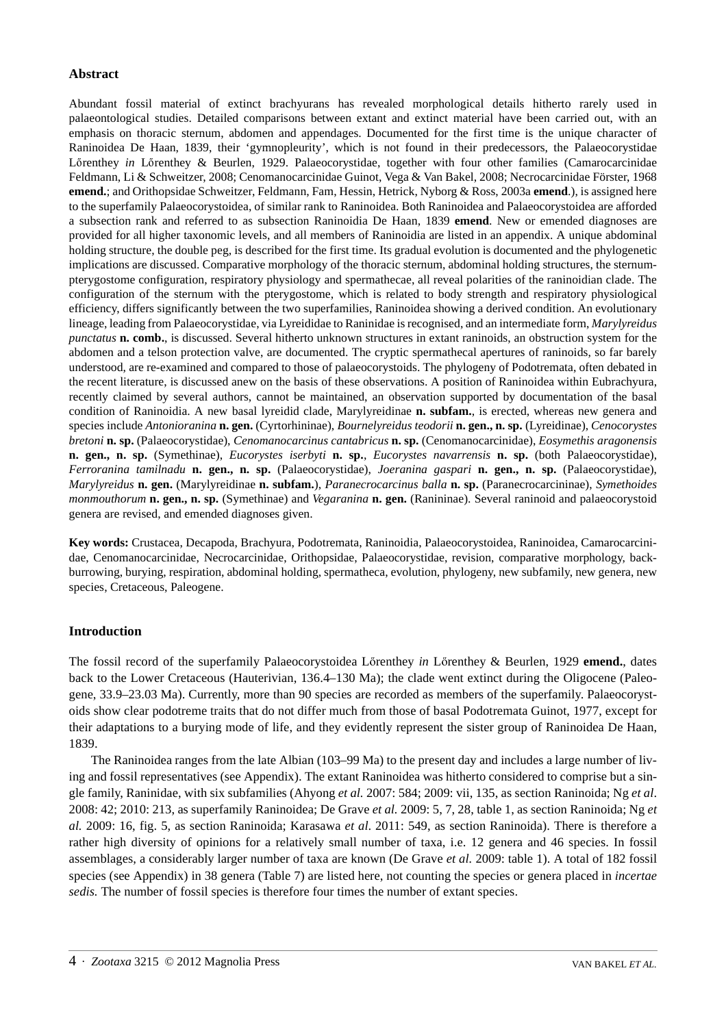## Abstract

Abundant fossil material of extinct brachyurans has revealed morphological details hitherto rarely used in palaeontological studies. Detailed comparisons between extant and extinct material have been carried out, with an emphasis on thoracic sternum, abdomen and appendages. Documented for the first time is the unique character of Raninoidea De Haan, 1839, their 'gymnopleurity', which is not found in their predecessors, the Palaeocorystidae Lőrenthey *in* Lőrenthey & Beurlen, 1929. Palaeocorystidae, together with four other families (Camarocarcinidae Feldmann, Li & Schweitzer, 2008; Cenomanocarcinidae Guinot, Vega & Van Bakel, 2008; Necrocarcinidae Förster, 1968 **emend.**; and Orithopsidae Schweitzer, Feldmann, Fam, Hessin, Hetrick, Nyborg & Ross, 2003a **emend**.), is assigned here to the superfamily Palaeocorystoidea, of similar rank to Raninoidea. Both Raninoidea and Palaeocorystoidea are afforded a subsection rank and referred to as subsection Raninoidia De Haan, 1839 **emend**. New or emended diagnoses are provided for all higher taxonomic levels, and all members of Raninoidia are listed in an appendix. A unique abdominal holding structure, the double peg, is described for the first time. Its gradual evolution is documented and the phylogenetic implications are discussed. Comparative morphology of the thoracic sternum, abdominal holding structures, the sternum-pterygostome configuration, respiratory physiology and spermathecae, all reveal polarities of the raninoidian clade. The configuration of the sternum with the pterygostome, which is related to body strength and respiratory physiological efficiency, differs significantly between the two superfamilies, Raninoidea showing a derived condition. An evolutionary lineage, leading from Palaeocorystidae, via Lyreididae to Raninidae is recognised, and an intermediate form, *Marylyreidus punctatus* **n. comb.**, is discussed. Several hitherto unknown structures in extant raninoids, an obstruction system for the abdomen and a telson protection valve, are documented. The cryptic spermathecal apertures of raninoids, so far barely understood, are re-examined and compared to those of palaeocorystoids. The phylogeny of Podotremata, often debated in the recent literature, is discussed anew on the basis of these observations. A position of Raninoidea within Eubrachyura, recently claimed by several authors, cannot be maintained, an observation supported by documentation of the basal condition of Raninoidia. A new basal lyreidid clade, Marylyreidinae **n. subfam.**, is erected, whereas new genera and species include *Antonioranina* **n. gen.** (Cyrtorhininae), *Bournelyreidus teodorii* **n. gen., n. sp.** (Lyreidinae), *Cenocorystes bretoni* **n. sp.** (Palaeocorystidae), *Cenomanocarcinus cantabricus* **n. sp.** (Cenomanocarcinidae), *Eosymethis aragonensis* **n. gen., n. sp.** (Symethinae), *Eucorystes iserbyti* **n. sp.**, *Eucorystes navarrensis* **n. sp.** (both Palaeocorystidae), *Ferroranina tamilnadu* **n. gen., n. sp.** (Palaeocorystidae), *Joeranina gaspari* **n. gen., n. sp.** (Palaeocorystidae), *Marylyreidus* **n. gen.** (Marylyreidinae **n. subfam.**), *Paranecrocarcinus balla* **n. sp.** (Paranecrocarcininae), *Symethoides monmouthorum* **n. gen., n. sp.** (Symethinae) and *Vegaranina* **n. gen.** (Ranininae). Several raninoid and palaeocorystoid genera are revised, and emended diagnoses given.

**Key words:** Crustacea, Decapoda, Brachyura, Podotremata, Raninoidia, Palaeocorystoidea, Raninoidea, Camarocarcinidae, Cenomanocarcinidae, Necrocarcinidae, Orithopsidae, Palaeocorystidae, revision, comparative morphology, back-burrowing, burying, respiration, abdominal holding, spermatheca, evolution, phylogeny, new subfamily, new genera, new species, Cretaceous, Paleogene.

## Introduction

The fossil record of the superfamily Palaeocorystoidea Lőrenthey *in* Lőrenthey & Beurlen, 1929 **emend.**, dates back to the Lower Cretaceous (Hauterivian, 136.4–130 Ma); the clade went extinct during the Oligocene (Paleogene, 33.9–23.03 Ma). Currently, more than 90 species are recorded as members of the superfamily. Palaeocorystoids show clear podotreme traits that do not differ much from those of basal Podotremata Guinot, 1977, except for their adaptations to a burying mode of life, and they evidently represent the sister group of Raninoidea De Haan, 1839.

The Raninoidea ranges from the late Albian (103–99 Ma) to the present day and includes a large number of living and fossil representatives (see Appendix). The extant Raninoidea was hitherto considered to comprise but a single family, Raninidae, with six subfamilies (Ahyong *et al.* 2007: 584; 2009: vii, 135, as section Raninoida; Ng *et al*. 2008: 42; 2010: 213, as superfamily Raninoidea; De Grave *et al.* 2009: 5, 7, 28, table 1, as section Raninoida; Ng *et al.* 2009: 16, fig. 5, as section Raninoida; Karasawa *et al*. 2011: 549, as section Raninoida). There is therefore a rather high diversity of opinions for a relatively small number of taxa, i.e. 12 genera and 46 species. In fossil assemblages, a considerably larger number of taxa are known (De Grave *et al.* 2009: table 1). A total of 182 fossil species (see Appendix) in 38 genera (Table 7) are listed here, not counting the species or genera placed in *incertae sedis.* The number of fossil species is therefore four times the number of extant species.